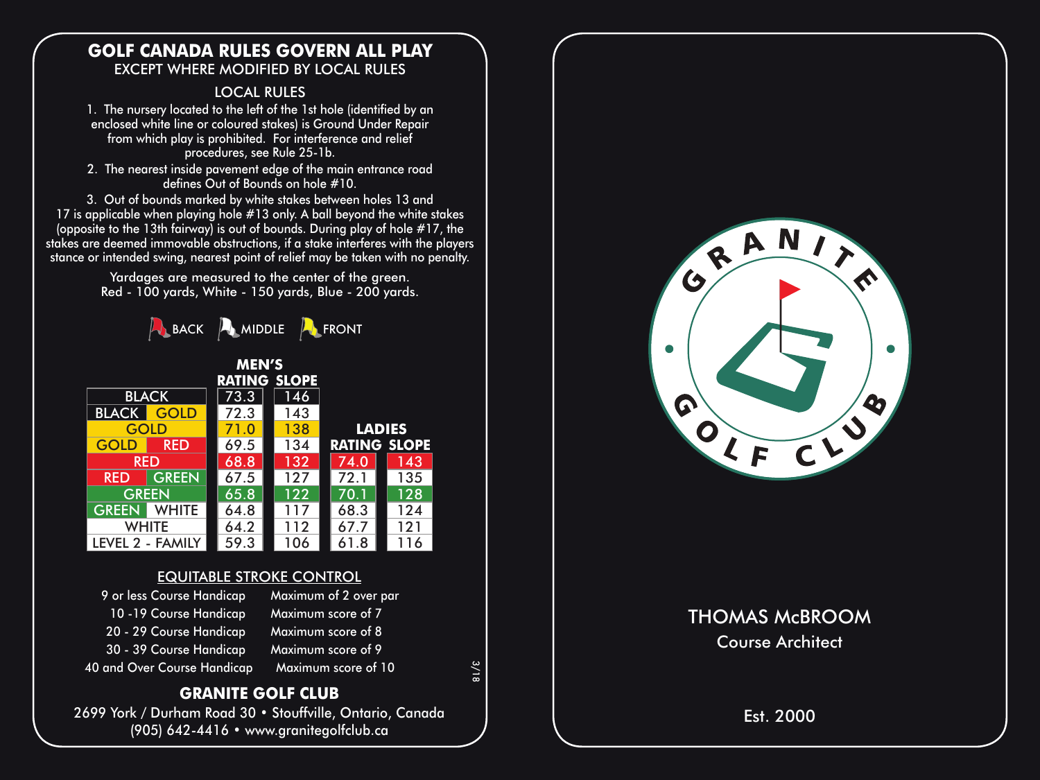# GOLF CANADA RULES GOVERN ALL PLAY

EXCEPT WHERE MODIFIED BY LOCAL RULES

## LOCAL RULES

1. The nursery located to the left of the 1st hole (identified by an enclosed white line or coloured stakes) is Ground Under Repair from which play is prohibited. For interference and relief procedures, see Rule 25-1b.
2. The nearest inside pavement edge of the main entrance road defines Out of Bounds on hole #10.
3. Out of bounds marked by white stakes between holes 13 and 17 is applicable when playing hole #13 only. A ball beyond the white stakes (opposite to the 13th fairway) is out of bounds. During play of hole #17, the stakes are deemed immovable obstructions, if a stake interferes with the players stance or intended swing, nearest point of relief may be taken with no penalty.

Yardages are measured to the center of the green.
Red - 100 yards, White - 150 yards, Blue - 200 yards.

BACK MIDDLE FRONT

| Tees | Men's Rating | Men's Slope | Ladies Rating | Ladies Slope |
|---|---|---|---|---|
| BLACK | 73.3 | 146 | | |
| BLACK / GOLD | 72.3 | 143 | | |
| GOLD | 71.0 | 138 | | |
| GOLD / RED | 69.5 | 134 | | |
| RED | 68.8 | 132 | 74.0 | 143 |
| RED / GREEN | 67.5 | 127 | 72.1 | 135 |
| GREEN | 65.8 | 122 | 70.1 | 128 |
| GREEN / WHITE | 64.8 | 117 | 68.3 | 124 |
| WHITE | 64.2 | 112 | 67.7 | 121 |
| LEVEL 2 - FAMILY | 59.3 | 106 | 61.8 | 116 |

## EQUITABLE STROKE CONTROL

| Course Handicap | Maximum |
|---|---|
| 9 or less Course Handicap | Maximum of 2 over par |
| 10 -19 Course Handicap | Maximum score of 7 |
| 20 - 29 Course Handicap | Maximum score of 8 |
| 30 - 39 Course Handicap | Maximum score of 9 |
| 40 and Over Course Handicap | Maximum score of 10 |

3/18

## GRANITE GOLF CLUB

2699 York / Durham Road 30 • Stouffville, Ontario, Canada
(905) 642-4416 • www.granitegolfclub.ca

GRANITE GOLF CLUB

THOMAS McBROOM
Course Architect

Est. 2000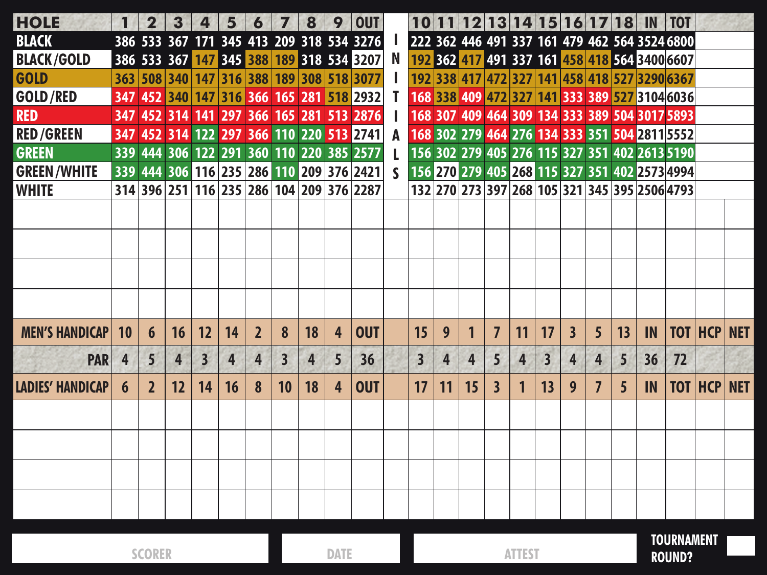| HOLE | 1 | 2 | 3 | 4 | 5 | 6 | 7 | 8 | 9 | OUT | | 10 | 11 | 12 | 13 | 14 | 15 | 16 | 17 | 18 | IN | TOT | | |
|---|---|---|---|---|---|---|---|---|---|---|---|---|---|---|---|---|---|---|---|---|---|---|---|---|
| BLACK | 386 | 533 | 367 | 171 | 345 | 413 | 209 | 318 | 534 | 3276 | I | 222 | 362 | 446 | 491 | 337 | 161 | 479 | 462 | 564 | 3524 | 6800 | | |
| BLACK/GOLD | 386 | 533 | 367 | 147 | 345 | 388 | 189 | 318 | 534 | 3207 | N | 192 | 362 | 417 | 491 | 337 | 161 | 458 | 418 | 564 | 3400 | 6607 | | |
| GOLD | 363 | 508 | 340 | 147 | 316 | 388 | 189 | 308 | 518 | 3077 | I | 192 | 338 | 417 | 472 | 327 | 141 | 458 | 418 | 527 | 3290 | 6367 | | |
| GOLD/RED | 347 | 452 | 340 | 147 | 316 | 366 | 165 | 281 | 518 | 2932 | T | 168 | 338 | 409 | 472 | 327 | 141 | 333 | 389 | 527 | 3104 | 6036 | | |
| RED | 347 | 452 | 314 | 141 | 297 | 366 | 165 | 281 | 513 | 2876 | I | 168 | 307 | 409 | 464 | 309 | 134 | 333 | 389 | 504 | 3017 | 5893 | | |
| RED/GREEN | 347 | 452 | 314 | 122 | 297 | 366 | 110 | 220 | 513 | 2741 | A | 168 | 302 | 279 | 464 | 276 | 134 | 333 | 351 | 504 | 2811 | 5552 | | |
| GREEN | 339 | 444 | 306 | 122 | 291 | 360 | 110 | 220 | 385 | 2577 | L | 156 | 302 | 279 | 405 | 276 | 115 | 327 | 351 | 402 | 2613 | 5190 | | |
| GREEN/WHITE | 339 | 444 | 306 | 116 | 235 | 286 | 110 | 209 | 376 | 2421 | S | 156 | 270 | 279 | 405 | 268 | 115 | 327 | 351 | 402 | 2573 | 4994 | | |
| WHITE | 314 | 396 | 251 | 116 | 235 | 286 | 104 | 209 | 376 | 2287 | | 132 | 270 | 273 | 397 | 268 | 105 | 321 | 345 | 395 | 2506 | 4793 | | |
| | | | | | | | | | | | | | | | | | | | | | | | | |
| | | | | | | | | | | | | | | | | | | | | | | | | |
| | | | | | | | | | | | | | | | | | | | | | | | | |
| | | | | | | | | | | | | | | | | | | | | | | | | |
| MEN'S HANDICAP | 10 | 6 | 16 | 12 | 14 | 2 | 8 | 18 | 4 | OUT | | 15 | 9 | 1 | 7 | 11 | 17 | 3 | 5 | 13 | IN | TOT | HCP | NET |
| PAR | 4 | 5 | 4 | 3 | 4 | 4 | 3 | 4 | 5 | 36 | | 3 | 4 | 4 | 5 | 4 | 3 | 4 | 4 | 5 | 36 | 72 | | |
| LADIES' HANDICAP | 6 | 2 | 12 | 14 | 16 | 8 | 10 | 18 | 4 | OUT | | 17 | 11 | 15 | 3 | 1 | 13 | 9 | 7 | 5 | IN | TOT | HCP | NET |
| | | | | | | | | | | | | | | | | | | | | | | | | |
| | | | | | | | | | | | | | | | | | | | | | | | | |
| | | | | | | | | | | | | | | | | | | | | | | | | |
| | | | | | | | | | | | | | | | | | | | | | | | | |

SCORER

DATE

ATTEST

TOURNAMENT ROUND?